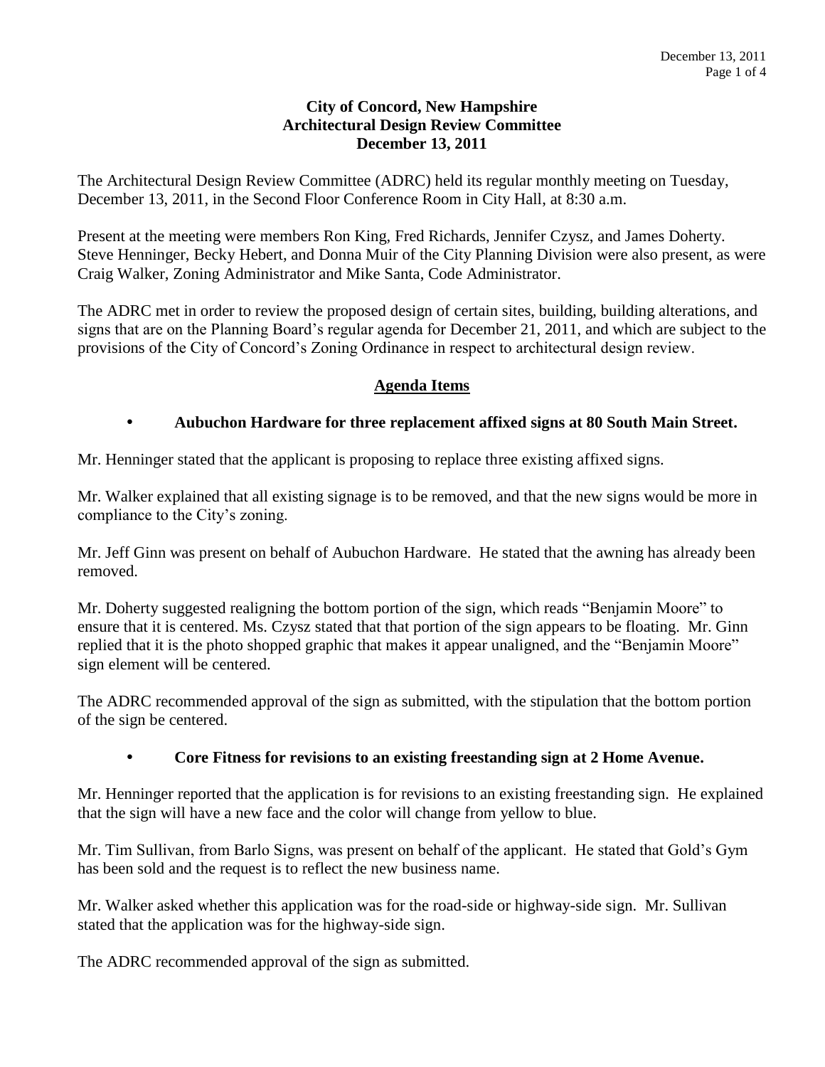**City of Concord, New Hampshire**
**Architectural Design Review Committee**
**December 13, 2011**

The Architectural Design Review Committee (ADRC) held its regular monthly meeting on Tuesday, December 13, 2011, in the Second Floor Conference Room in City Hall, at 8:30 a.m.

Present at the meeting were members Ron King, Fred Richards, Jennifer Czysz, and James Doherty. Steve Henninger, Becky Hebert, and Donna Muir of the City Planning Division were also present, as were Craig Walker, Zoning Administrator and Mike Santa, Code Administrator.

The ADRC met in order to review the proposed design of certain sites, building, building alterations, and signs that are on the Planning Board's regular agenda for December 21, 2011, and which are subject to the provisions of the City of Concord's Zoning Ordinance in respect to architectural design review.

## Agenda Items

- **Aubuchon Hardware for three replacement affixed signs at 80 South Main Street.**

Mr. Henninger stated that the applicant is proposing to replace three existing affixed signs.

Mr. Walker explained that all existing signage is to be removed, and that the new signs would be more in compliance to the City's zoning.

Mr. Jeff Ginn was present on behalf of Aubuchon Hardware. He stated that the awning has already been removed.

Mr. Doherty suggested realigning the bottom portion of the sign, which reads "Benjamin Moore" to ensure that it is centered. Ms. Czysz stated that that portion of the sign appears to be floating. Mr. Ginn replied that it is the photo shopped graphic that makes it appear unaligned, and the "Benjamin Moore" sign element will be centered.

The ADRC recommended approval of the sign as submitted, with the stipulation that the bottom portion of the sign be centered.

- **Core Fitness for revisions to an existing freestanding sign at 2 Home Avenue.**

Mr. Henninger reported that the application is for revisions to an existing freestanding sign. He explained that the sign will have a new face and the color will change from yellow to blue.

Mr. Tim Sullivan, from Barlo Signs, was present on behalf of the applicant. He stated that Gold's Gym has been sold and the request is to reflect the new business name.

Mr. Walker asked whether this application was for the road-side or highway-side sign. Mr. Sullivan stated that the application was for the highway-side sign.

The ADRC recommended approval of the sign as submitted.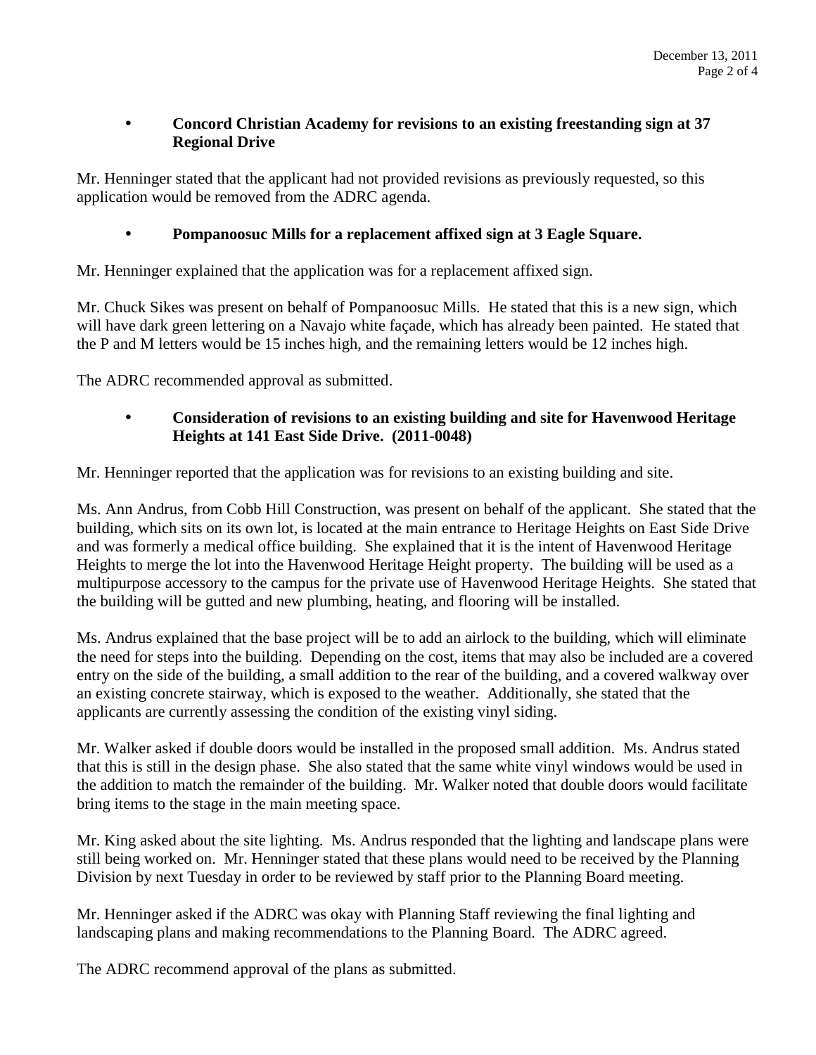- **Concord Christian Academy for revisions to an existing freestanding sign at 37 Regional Drive**

Mr. Henninger stated that the applicant had not provided revisions as previously requested, so this application would be removed from the ADRC agenda.

- **Pompanoosuc Mills for a replacement affixed sign at 3 Eagle Square.**

Mr. Henninger explained that the application was for a replacement affixed sign.

Mr. Chuck Sikes was present on behalf of Pompanoosuc Mills. He stated that this is a new sign, which will have dark green lettering on a Navajo white façade, which has already been painted. He stated that the P and M letters would be 15 inches high, and the remaining letters would be 12 inches high.

The ADRC recommended approval as submitted.

- **Consideration of revisions to an existing building and site for Havenwood Heritage Heights at 141 East Side Drive. (2011-0048)**

Mr. Henninger reported that the application was for revisions to an existing building and site.

Ms. Ann Andrus, from Cobb Hill Construction, was present on behalf of the applicant. She stated that the building, which sits on its own lot, is located at the main entrance to Heritage Heights on East Side Drive and was formerly a medical office building. She explained that it is the intent of Havenwood Heritage Heights to merge the lot into the Havenwood Heritage Height property. The building will be used as a multipurpose accessory to the campus for the private use of Havenwood Heritage Heights. She stated that the building will be gutted and new plumbing, heating, and flooring will be installed.

Ms. Andrus explained that the base project will be to add an airlock to the building, which will eliminate the need for steps into the building. Depending on the cost, items that may also be included are a covered entry on the side of the building, a small addition to the rear of the building, and a covered walkway over an existing concrete stairway, which is exposed to the weather. Additionally, she stated that the applicants are currently assessing the condition of the existing vinyl siding.

Mr. Walker asked if double doors would be installed in the proposed small addition. Ms. Andrus stated that this is still in the design phase. She also stated that the same white vinyl windows would be used in the addition to match the remainder of the building. Mr. Walker noted that double doors would facilitate bring items to the stage in the main meeting space.

Mr. King asked about the site lighting. Ms. Andrus responded that the lighting and landscape plans were still being worked on. Mr. Henninger stated that these plans would need to be received by the Planning Division by next Tuesday in order to be reviewed by staff prior to the Planning Board meeting.

Mr. Henninger asked if the ADRC was okay with Planning Staff reviewing the final lighting and landscaping plans and making recommendations to the Planning Board. The ADRC agreed.

The ADRC recommend approval of the plans as submitted.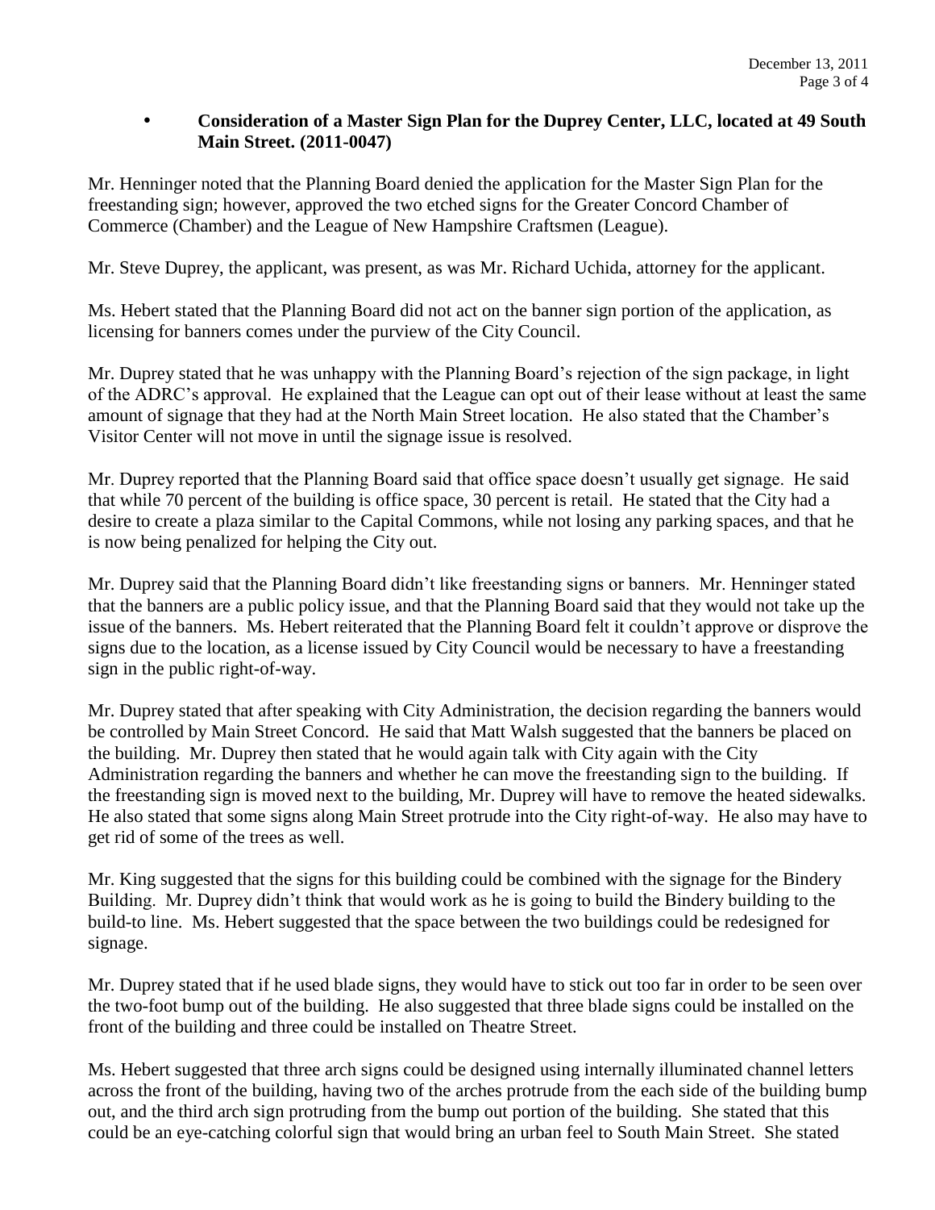- **Consideration of a Master Sign Plan for the Duprey Center, LLC, located at 49 South Main Street. (2011-0047)**

Mr. Henninger noted that the Planning Board denied the application for the Master Sign Plan for the freestanding sign; however, approved the two etched signs for the Greater Concord Chamber of Commerce (Chamber) and the League of New Hampshire Craftsmen (League).

Mr. Steve Duprey, the applicant, was present, as was Mr. Richard Uchida, attorney for the applicant.

Ms. Hebert stated that the Planning Board did not act on the banner sign portion of the application, as licensing for banners comes under the purview of the City Council.

Mr. Duprey stated that he was unhappy with the Planning Board's rejection of the sign package, in light of the ADRC's approval. He explained that the League can opt out of their lease without at least the same amount of signage that they had at the North Main Street location. He also stated that the Chamber's Visitor Center will not move in until the signage issue is resolved.

Mr. Duprey reported that the Planning Board said that office space doesn't usually get signage. He said that while 70 percent of the building is office space, 30 percent is retail. He stated that the City had a desire to create a plaza similar to the Capital Commons, while not losing any parking spaces, and that he is now being penalized for helping the City out.

Mr. Duprey said that the Planning Board didn't like freestanding signs or banners. Mr. Henninger stated that the banners are a public policy issue, and that the Planning Board said that they would not take up the issue of the banners. Ms. Hebert reiterated that the Planning Board felt it couldn't approve or disprove the signs due to the location, as a license issued by City Council would be necessary to have a freestanding sign in the public right-of-way.

Mr. Duprey stated that after speaking with City Administration, the decision regarding the banners would be controlled by Main Street Concord. He said that Matt Walsh suggested that the banners be placed on the building. Mr. Duprey then stated that he would again talk with City again with the City Administration regarding the banners and whether he can move the freestanding sign to the building. If the freestanding sign is moved next to the building, Mr. Duprey will have to remove the heated sidewalks. He also stated that some signs along Main Street protrude into the City right-of-way. He also may have to get rid of some of the trees as well.

Mr. King suggested that the signs for this building could be combined with the signage for the Bindery Building. Mr. Duprey didn't think that would work as he is going to build the Bindery building to the build-to line. Ms. Hebert suggested that the space between the two buildings could be redesigned for signage.

Mr. Duprey stated that if he used blade signs, they would have to stick out too far in order to be seen over the two-foot bump out of the building. He also suggested that three blade signs could be installed on the front of the building and three could be installed on Theatre Street.

Ms. Hebert suggested that three arch signs could be designed using internally illuminated channel letters across the front of the building, having two of the arches protrude from the each side of the building bump out, and the third arch sign protruding from the bump out portion of the building. She stated that this could be an eye-catching colorful sign that would bring an urban feel to South Main Street. She stated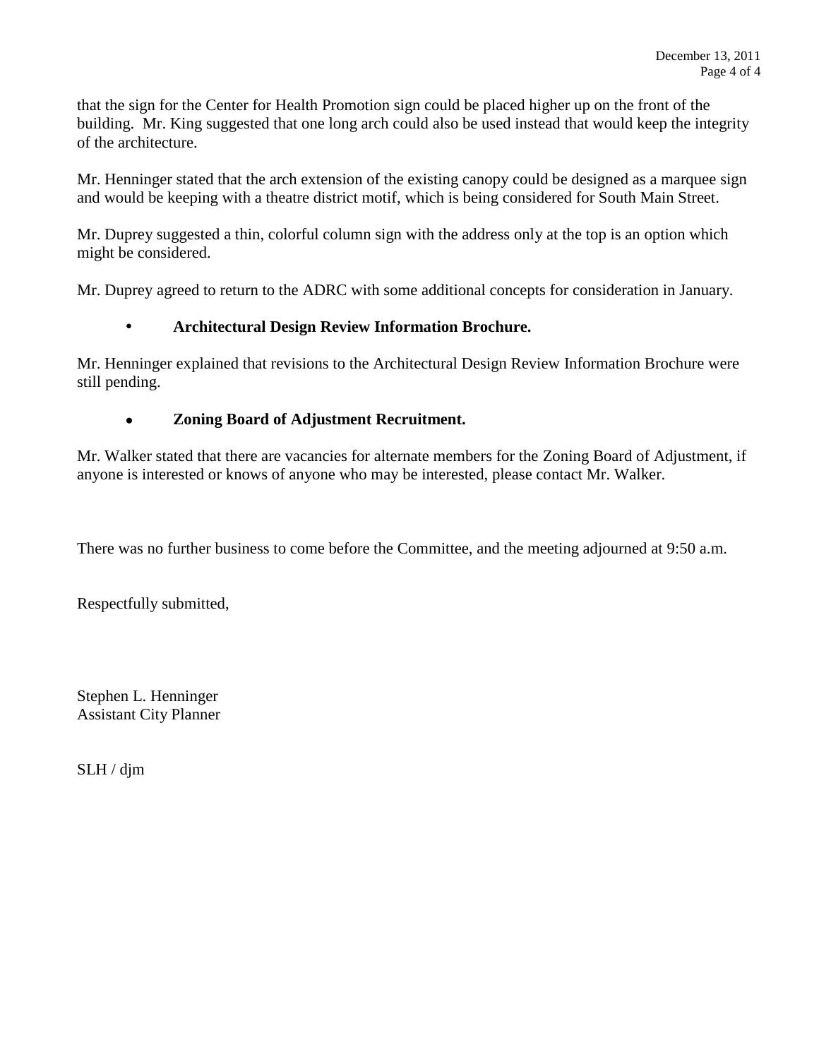that the sign for the Center for Health Promotion sign could be placed higher up on the front of the building. Mr. King suggested that one long arch could also be used instead that would keep the integrity of the architecture.

Mr. Henninger stated that the arch extension of the existing canopy could be designed as a marquee sign and would be keeping with a theatre district motif, which is being considered for South Main Street.

Mr. Duprey suggested a thin, colorful column sign with the address only at the top is an option which might be considered.

Mr. Duprey agreed to return to the ADRC with some additional concepts for consideration in January.

- **Architectural Design Review Information Brochure.**

Mr. Henninger explained that revisions to the Architectural Design Review Information Brochure were still pending.

- **Zoning Board of Adjustment Recruitment.**

Mr. Walker stated that there are vacancies for alternate members for the Zoning Board of Adjustment, if anyone is interested or knows of anyone who may be interested, please contact Mr. Walker.

There was no further business to come before the Committee, and the meeting adjourned at 9:50 a.m.

Respectfully submitted,

Stephen L. Henninger
Assistant City Planner

SLH / djm